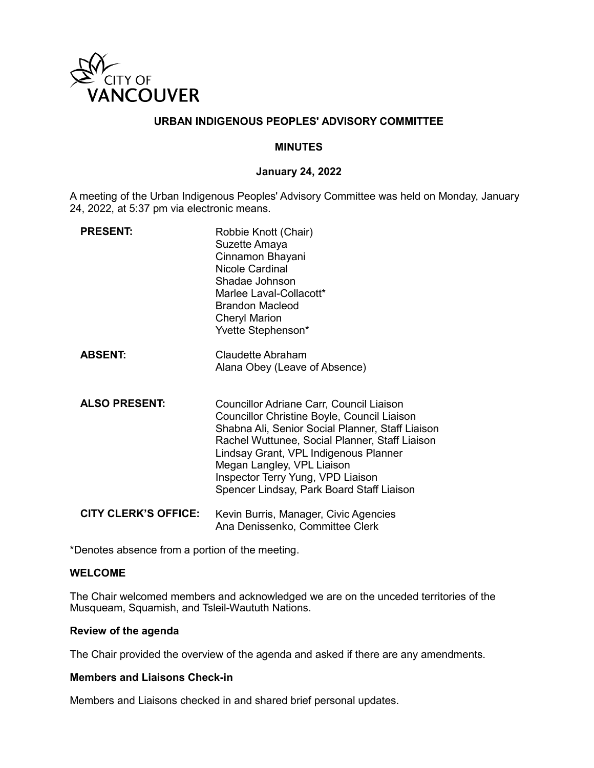CITY OF VANCOUVER

# URBAN INDIGENOUS PEOPLES' ADVISORY COMMITTEE

## MINUTES

### January 24, 2022

A meeting of the Urban Indigenous Peoples' Advisory Committee was held on Monday, January 24, 2022, at 5:37 pm via electronic means.

**PRESENT:**
Robbie Knott (Chair)
Suzette Amaya
Cinnamon Bhayani
Nicole Cardinal
Shadae Johnson
Marlee Laval-Collacott*
Brandon Macleod
Cheryl Marion
Yvette Stephenson*

**ABSENT:**
Claudette Abraham
Alana Obey (Leave of Absence)

**ALSO PRESENT:**
Councillor Adriane Carr, Council Liaison
Councillor Christine Boyle, Council Liaison
Shabna Ali, Senior Social Planner, Staff Liaison
Rachel Wuttunee, Social Planner, Staff Liaison
Lindsay Grant, VPL Indigenous Planner
Megan Langley, VPL Liaison
Inspector Terry Yung, VPD Liaison
Spencer Lindsay, Park Board Staff Liaison

**CITY CLERK'S OFFICE:**
Kevin Burris, Manager, Civic Agencies
Ana Denissenko, Committee Clerk

*Denotes absence from a portion of the meeting.

**WELCOME**

The Chair welcomed members and acknowledged we are on the unceded territories of the Musqueam, Squamish, and Tsleil-Waututh Nations.

**Review of the agenda**

The Chair provided the overview of the agenda and asked if there are any amendments.

**Members and Liaisons Check-in**

Members and Liaisons checked in and shared brief personal updates.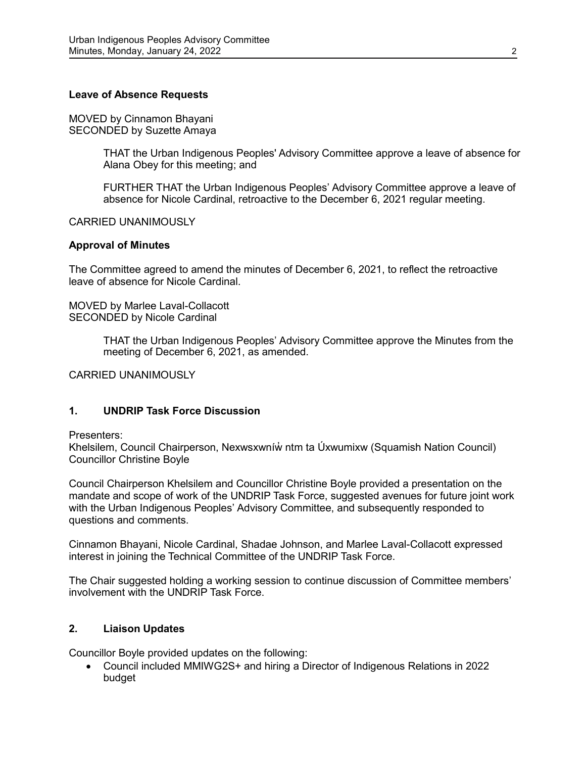**Leave of Absence Requests**

MOVED by Cinnamon Bhayani
SECONDED by Suzette Amaya

> THAT the Urban Indigenous Peoples' Advisory Committee approve a leave of absence for Alana Obey for this meeting; and
>
> FURTHER THAT the Urban Indigenous Peoples' Advisory Committee approve a leave of absence for Nicole Cardinal, retroactive to the December 6, 2021 regular meeting.

CARRIED UNANIMOUSLY

**Approval of Minutes**

The Committee agreed to amend the minutes of December 6, 2021, to reflect the retroactive leave of absence for Nicole Cardinal.

MOVED by Marlee Laval-Collacott
SECONDED by Nicole Cardinal

> THAT the Urban Indigenous Peoples' Advisory Committee approve the Minutes from the meeting of December 6, 2021, as amended.

CARRIED UNANIMOUSLY

## 1. UNDRIP Task Force Discussion

Presenters:
Khelsilem, Council Chairperson, Nexwsxwníw̓ ntm ta Úxwumixw (Squamish Nation Council)
Councillor Christine Boyle

Council Chairperson Khelsilem and Councillor Christine Boyle provided a presentation on the mandate and scope of work of the UNDRIP Task Force, suggested avenues for future joint work with the Urban Indigenous Peoples' Advisory Committee, and subsequently responded to questions and comments.

Cinnamon Bhayani, Nicole Cardinal, Shadae Johnson, and Marlee Laval-Collacott expressed interest in joining the Technical Committee of the UNDRIP Task Force.

The Chair suggested holding a working session to continue discussion of Committee members' involvement with the UNDRIP Task Force.

## 2. Liaison Updates

Councillor Boyle provided updates on the following:

- Council included MMIWG2S+ and hiring a Director of Indigenous Relations in 2022 budget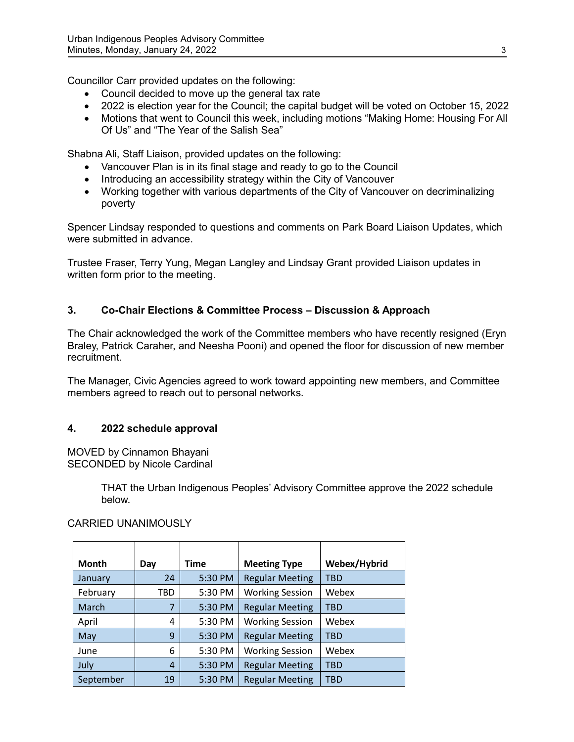Councillor Carr provided updates on the following:

- Council decided to move up the general tax rate
- 2022 is election year for the Council; the capital budget will be voted on October 15, 2022
- Motions that went to Council this week, including motions “Making Home: Housing For All Of Us” and “The Year of the Salish Sea”

Shabna Ali, Staff Liaison, provided updates on the following:

- Vancouver Plan is in its final stage and ready to go to the Council
- Introducing an accessibility strategy within the City of Vancouver
- Working together with various departments of the City of Vancouver on decriminalizing poverty

Spencer Lindsay responded to questions and comments on Park Board Liaison Updates, which were submitted in advance.

Trustee Fraser, Terry Yung, Megan Langley and Lindsay Grant provided Liaison updates in written form prior to the meeting.

## 3. Co-Chair Elections & Committee Process – Discussion & Approach

The Chair acknowledged the work of the Committee members who have recently resigned (Eryn Braley, Patrick Caraher, and Neesha Pooni) and opened the floor for discussion of new member recruitment.

The Manager, Civic Agencies agreed to work toward appointing new members, and Committee members agreed to reach out to personal networks.

## 4. 2022 schedule approval

MOVED by Cinnamon Bhayani
SECONDED by Nicole Cardinal

> THAT the Urban Indigenous Peoples’ Advisory Committee approve the 2022 schedule below.

CARRIED UNANIMOUSLY

| Month | Day | Time | Meeting Type | Webex/Hybrid |
|---|---|---|---|---|
| January | 24 | 5:30 PM | Regular Meeting | TBD |
| February | TBD | 5:30 PM | Working Session | Webex |
| March | 7 | 5:30 PM | Regular Meeting | TBD |
| April | 4 | 5:30 PM | Working Session | Webex |
| May | 9 | 5:30 PM | Regular Meeting | TBD |
| June | 6 | 5:30 PM | Working Session | Webex |
| July | 4 | 5:30 PM | Regular Meeting | TBD |
| September | 19 | 5:30 PM | Regular Meeting | TBD |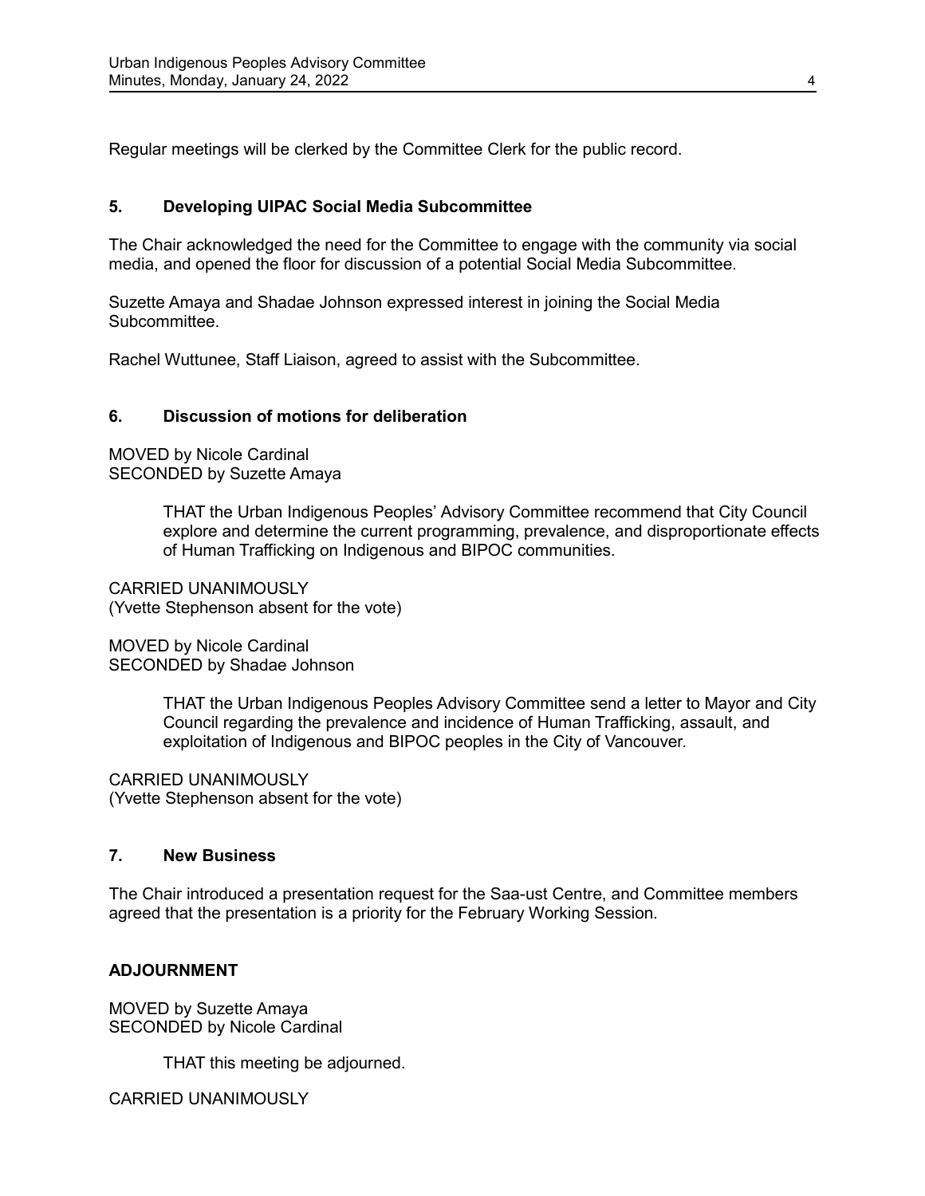Regular meetings will be clerked by the Committee Clerk for the public record.

## 5. Developing UIPAC Social Media Subcommittee

The Chair acknowledged the need for the Committee to engage with the community via social media, and opened the floor for discussion of a potential Social Media Subcommittee.

Suzette Amaya and Shadae Johnson expressed interest in joining the Social Media Subcommittee.

Rachel Wuttunee, Staff Liaison, agreed to assist with the Subcommittee.

## 6. Discussion of motions for deliberation

MOVED by Nicole Cardinal
SECONDED by Suzette Amaya

> THAT the Urban Indigenous Peoples' Advisory Committee recommend that City Council explore and determine the current programming, prevalence, and disproportionate effects of Human Trafficking on Indigenous and BIPOC communities.

CARRIED UNANIMOUSLY
(Yvette Stephenson absent for the vote)

MOVED by Nicole Cardinal
SECONDED by Shadae Johnson

> THAT the Urban Indigenous Peoples Advisory Committee send a letter to Mayor and City Council regarding the prevalence and incidence of Human Trafficking, assault, and exploitation of Indigenous and BIPOC peoples in the City of Vancouver.

CARRIED UNANIMOUSLY
(Yvette Stephenson absent for the vote)

## 7. New Business

The Chair introduced a presentation request for the Saa-ust Centre, and Committee members agreed that the presentation is a priority for the February Working Session.

## ADJOURNMENT

MOVED by Suzette Amaya
SECONDED by Nicole Cardinal

> THAT this meeting be adjourned.

CARRIED UNANIMOUSLY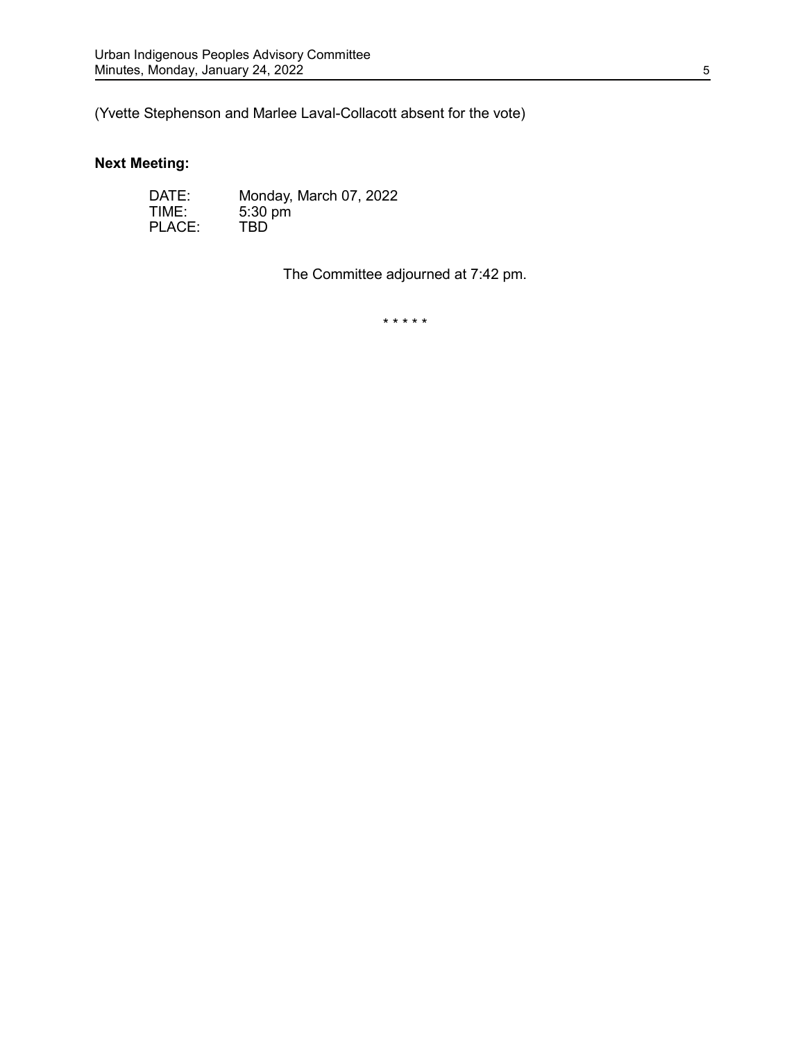(Yvette Stephenson and Marlee Laval-Collacott absent for the vote)

**Next Meeting:**

| | |
|---|---|
| DATE: | Monday, March 07, 2022 |
| TIME: | 5:30 pm |
| PLACE: | TBD |

The Committee adjourned at 7:42 pm.

* * * * *